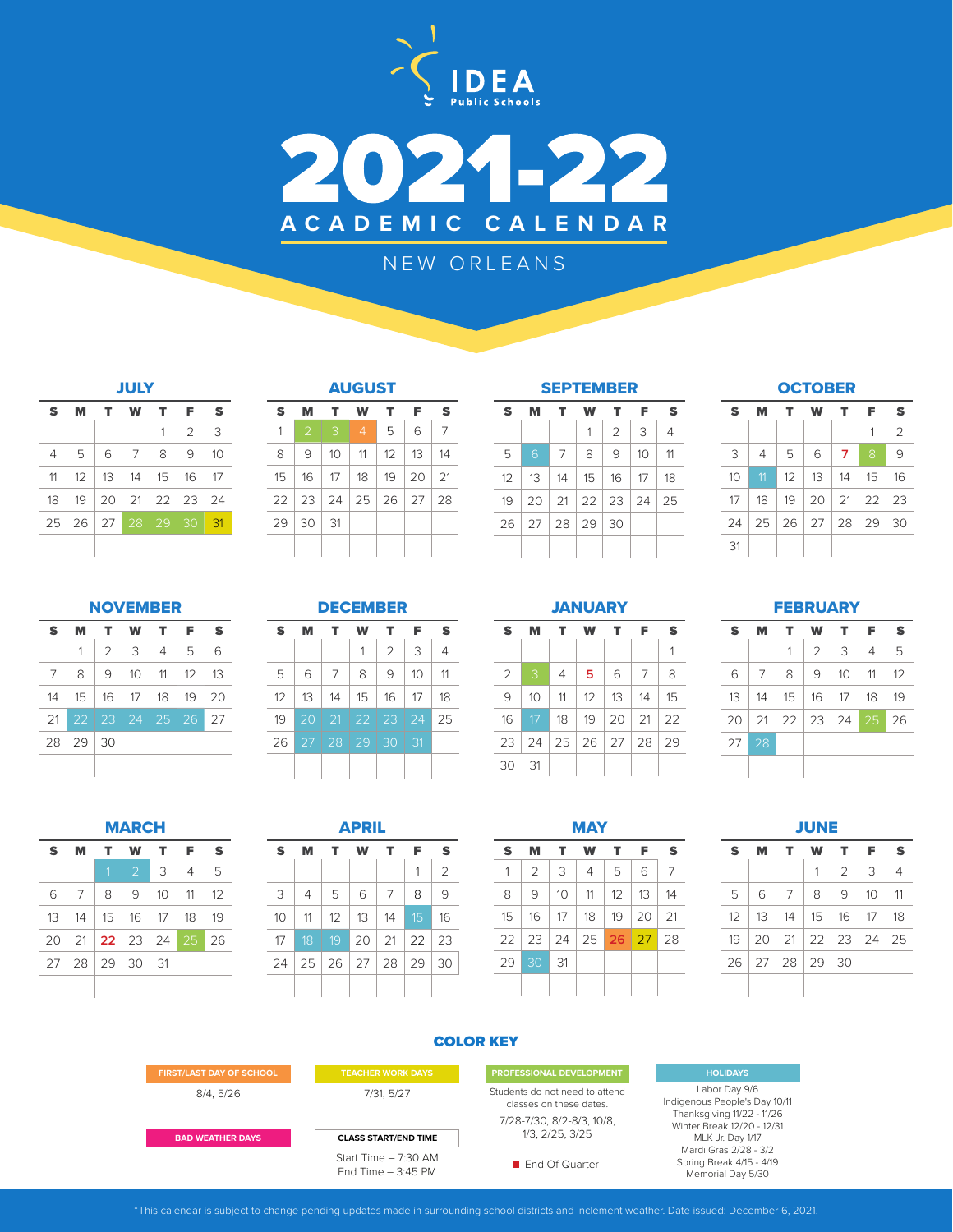IDEA Public Schools

# 2021-22 ACADEMIC CALENDAR

## NEW ORLEANS

### JULY

| S | M | T | W | T | F | S |
|---|---|---|---|---|---|---|
| | | | | 1 | 2 | 3 |
| 4 | 5 | 6 | 7 | 8 | 9 | 10 |
| 11 | 12 | 13 | 14 | 15 | 16 | 17 |
| 18 | 19 | 20 | 21 | 22 | 23 | 24 |
| 25 | 26 | 27 | 28 | 29 | 30 | 31 |

### AUGUST

| S | M | T | W | T | F | S |
|---|---|---|---|---|---|---|
| 1 | 2 | 3 | 4 | 5 | 6 | 7 |
| 8 | 9 | 10 | 11 | 12 | 13 | 14 |
| 15 | 16 | 17 | 18 | 19 | 20 | 21 |
| 22 | 23 | 24 | 25 | 26 | 27 | 28 |
| 29 | 30 | 31 | | | | |

### SEPTEMBER

| S | M | T | W | T | F | S |
|---|---|---|---|---|---|---|
| | | | 1 | 2 | 3 | 4 |
| 5 | 6 | 7 | 8 | 9 | 10 | 11 |
| 12 | 13 | 14 | 15 | 16 | 17 | 18 |
| 19 | 20 | 21 | 22 | 23 | 24 | 25 |
| 26 | 27 | 28 | 29 | 30 | | |

### OCTOBER

| S | M | T | W | T | F | S |
|---|---|---|---|---|---|---|
| | | | | | 1 | 2 |
| 3 | 4 | 5 | 6 | 7 | 8 | 9 |
| 10 | 11 | 12 | 13 | 14 | 15 | 16 |
| 17 | 18 | 19 | 20 | 21 | 22 | 23 |
| 24 | 25 | 26 | 27 | 28 | 29 | 30 |
| 31 | | | | | | |

### NOVEMBER

| S | M | T | W | T | F | S |
|---|---|---|---|---|---|---|
| | 1 | 2 | 3 | 4 | 5 | 6 |
| 7 | 8 | 9 | 10 | 11 | 12 | 13 |
| 14 | 15 | 16 | 17 | 18 | 19 | 20 |
| 21 | 22 | 23 | 24 | 25 | 26 | 27 |
| 28 | 29 | 30 | | | | |

### DECEMBER

| S | M | T | W | T | F | S |
|---|---|---|---|---|---|---|
| | | | 1 | 2 | 3 | 4 |
| 5 | 6 | 7 | 8 | 9 | 10 | 11 |
| 12 | 13 | 14 | 15 | 16 | 17 | 18 |
| 19 | 20 | 21 | 22 | 23 | 24 | 25 |
| 26 | 27 | 28 | 29 | 30 | 31 | |

### JANUARY

| S | M | T | W | T | F | S |
|---|---|---|---|---|---|---|
| | | | | | | 1 |
| 2 | 3 | 4 | 5 | 6 | 7 | 8 |
| 9 | 10 | 11 | 12 | 13 | 14 | 15 |
| 16 | 17 | 18 | 19 | 20 | 21 | 22 |
| 23 | 24 | 25 | 26 | 27 | 28 | 29 |
| 30 | 31 | | | | | |

### FEBRUARY

| S | M | T | W | T | F | S |
|---|---|---|---|---|---|---|
| | | 1 | 2 | 3 | 4 | 5 |
| 6 | 7 | 8 | 9 | 10 | 11 | 12 |
| 13 | 14 | 15 | 16 | 17 | 18 | 19 |
| 20 | 21 | 22 | 23 | 24 | 25 | 26 |
| 27 | 28 | | | | | |

### MARCH

| S | M | T | W | T | F | S |
|---|---|---|---|---|---|---|
| | | 1 | 2 | 3 | 4 | 5 |
| 6 | 7 | 8 | 9 | 10 | 11 | 12 |
| 13 | 14 | 15 | 16 | 17 | 18 | 19 |
| 20 | 21 | 22 | 23 | 24 | 25 | 26 |
| 27 | 28 | 29 | 30 | 31 | | |

### APRIL

| S | M | T | W | T | F | S |
|---|---|---|---|---|---|---|
| | | | | | 1 | 2 |
| 3 | 4 | 5 | 6 | 7 | 8 | 9 |
| 10 | 11 | 12 | 13 | 14 | 15 | 16 |
| 17 | 18 | 19 | 20 | 21 | 22 | 23 |
| 24 | 25 | 26 | 27 | 28 | 29 | 30 |

### MAY

| S | M | T | W | T | F | S |
|---|---|---|---|---|---|---|
| 1 | 2 | 3 | 4 | 5 | 6 | 7 |
| 8 | 9 | 10 | 11 | 12 | 13 | 14 |
| 15 | 16 | 17 | 18 | 19 | 20 | 21 |
| 22 | 23 | 24 | 25 | 26 | 27 | 28 |
| 29 | 30 | 31 | | | | |

### JUNE

| S | M | T | W | T | F | S |
|---|---|---|---|---|---|---|
| | | | 1 | 2 | 3 | 4 |
| 5 | 6 | 7 | 8 | 9 | 10 | 11 |
| 12 | 13 | 14 | 15 | 16 | 17 | 18 |
| 19 | 20 | 21 | 22 | 23 | 24 | 25 |
| 26 | 27 | 28 | 29 | 30 | | |

## COLOR KEY

**FIRST/LAST DAY OF SCHOOL**

8/4, 5/26

**TEACHER WORK DAYS**

7/31, 5/27

**PROFESSIONAL DEVELOPMENT**

Students do not need to attend classes on these dates.

7/28-7/30, 8/2-8/3, 10/8, 1/3, 2/25, 3/25

**HOLIDAYS**

Labor Day 9/6
Indigenous People's Day 10/11
Thanksgiving 11/22 - 11/26
Winter Break 12/20 - 12/31
MLK Jr. Day 1/17
Mardi Gras 2/28 - 3/2
Spring Break 4/15 - 4/19
Memorial Day 5/30

**BAD WEATHER DAYS**

**CLASS START/END TIME**

Start Time – 7:30 AM
End Time – 3:45 PM

■ End Of Quarter

*This calendar is subject to change pending updates made in surrounding school districts and inclement weather. Date issued: December 6, 2021.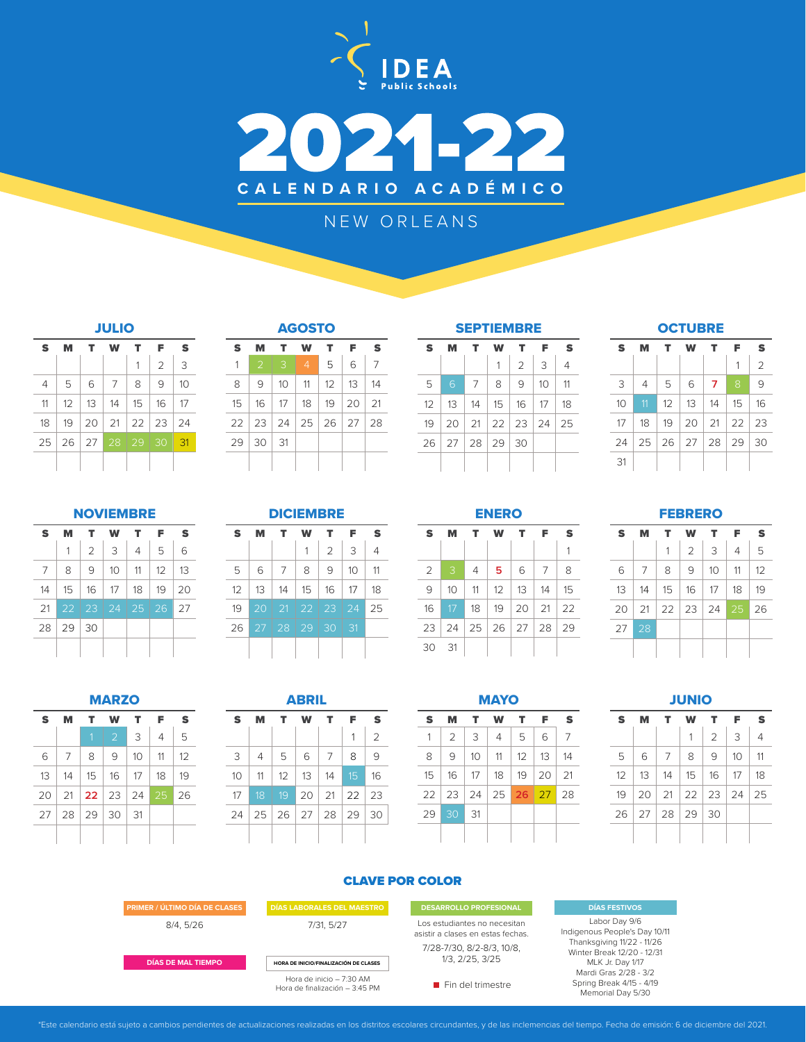IDEA Public Schools

# 2021-22

## CALENDARIO ACADÉMICO

NEW ORLEANS

### JULIO

| S | M | T | W | T | F | S |
|---|---|---|---|---|---|---|
| | | | | 1 | 2 | 3 |
| 4 | 5 | 6 | 7 | 8 | 9 | 10 |
| 11 | 12 | 13 | 14 | 15 | 16 | 17 |
| 18 | 19 | 20 | 21 | 22 | 23 | 24 |
| 25 | 26 | 27 | 28 | 29 | 30 | 31 |

### AGOSTO

| S | M | T | W | T | F | S |
|---|---|---|---|---|---|---|
| 1 | 2 | 3 | 4 | 5 | 6 | 7 |
| 8 | 9 | 10 | 11 | 12 | 13 | 14 |
| 15 | 16 | 17 | 18 | 19 | 20 | 21 |
| 22 | 23 | 24 | 25 | 26 | 27 | 28 |
| 29 | 30 | 31 | | | | |

### SEPTIEMBRE

| S | M | T | W | T | F | S |
|---|---|---|---|---|---|---|
| | | | 1 | 2 | 3 | 4 |
| 5 | 6 | 7 | 8 | 9 | 10 | 11 |
| 12 | 13 | 14 | 15 | 16 | 17 | 18 |
| 19 | 20 | 21 | 22 | 23 | 24 | 25 |
| 26 | 27 | 28 | 29 | 30 | | |

### OCTUBRE

| S | M | T | W | T | F | S |
|---|---|---|---|---|---|---|
| | | | | | 1 | 2 |
| 3 | 4 | 5 | 6 | 7 | 8 | 9 |
| 10 | 11 | 12 | 13 | 14 | 15 | 16 |
| 17 | 18 | 19 | 20 | 21 | 22 | 23 |
| 24 | 25 | 26 | 27 | 28 | 29 | 30 |
| 31 | | | | | | |

### NOVIEMBRE

| S | M | T | W | T | F | S |
|---|---|---|---|---|---|---|
| | 1 | 2 | 3 | 4 | 5 | 6 |
| 7 | 8 | 9 | 10 | 11 | 12 | 13 |
| 14 | 15 | 16 | 17 | 18 | 19 | 20 |
| 21 | 22 | 23 | 24 | 25 | 26 | 27 |
| 28 | 29 | 30 | | | | |

### DICIEMBRE

| S | M | T | W | T | F | S |
|---|---|---|---|---|---|---|
| | | | 1 | 2 | 3 | 4 |
| 5 | 6 | 7 | 8 | 9 | 10 | 11 |
| 12 | 13 | 14 | 15 | 16 | 17 | 18 |
| 19 | 20 | 21 | 22 | 23 | 24 | 25 |
| 26 | 27 | 28 | 29 | 30 | 31 | |

### ENERO

| S | M | T | W | T | F | S |
|---|---|---|---|---|---|---|
| | | | | | | 1 |
| 2 | 3 | 4 | 5 | 6 | 7 | 8 |
| 9 | 10 | 11 | 12 | 13 | 14 | 15 |
| 16 | 17 | 18 | 19 | 20 | 21 | 22 |
| 23 | 24 | 25 | 26 | 27 | 28 | 29 |
| 30 | 31 | | | | | |

### FEBRERO

| S | M | T | W | T | F | S |
|---|---|---|---|---|---|---|
| | | 1 | 2 | 3 | 4 | 5 |
| 6 | 7 | 8 | 9 | 10 | 11 | 12 |
| 13 | 14 | 15 | 16 | 17 | 18 | 19 |
| 20 | 21 | 22 | 23 | 24 | 25 | 26 |
| 27 | 28 | | | | | |

### MARZO

| S | M | T | W | T | F | S |
|---|---|---|---|---|---|---|
| | | 1 | 2 | 3 | 4 | 5 |
| 6 | 7 | 8 | 9 | 10 | 11 | 12 |
| 13 | 14 | 15 | 16 | 17 | 18 | 19 |
| 20 | 21 | 22 | 23 | 24 | 25 | 26 |
| 27 | 28 | 29 | 30 | 31 | | |

### ABRIL

| S | M | T | W | T | F | S |
|---|---|---|---|---|---|---|
| | | | | | 1 | 2 |
| 3 | 4 | 5 | 6 | 7 | 8 | 9 |
| 10 | 11 | 12 | 13 | 14 | 15 | 16 |
| 17 | 18 | 19 | 20 | 21 | 22 | 23 |
| 24 | 25 | 26 | 27 | 28 | 29 | 30 |

### MAYO

| S | M | T | W | T | F | S |
|---|---|---|---|---|---|---|
| 1 | 2 | 3 | 4 | 5 | 6 | 7 |
| 8 | 9 | 10 | 11 | 12 | 13 | 14 |
| 15 | 16 | 17 | 18 | 19 | 20 | 21 |
| 22 | 23 | 24 | 25 | 26 | 27 | 28 |
| 29 | 30 | 31 | | | | |

### JUNIO

| S | M | T | W | T | F | S |
|---|---|---|---|---|---|---|
| | | | 1 | 2 | 3 | 4 |
| 5 | 6 | 7 | 8 | 9 | 10 | 11 |
| 12 | 13 | 14 | 15 | 16 | 17 | 18 |
| 19 | 20 | 21 | 22 | 23 | 24 | 25 |
| 26 | 27 | 28 | 29 | 30 | | |

## CLAVE POR COLOR

**PRIMER / ÚLTIMO DÍA DE CLASES**
8/4, 5/26

**DÍAS DE MAL TIEMPO**

**DÍAS LABORALES DEL MAESTRO**
7/31, 5/27

**HORA DE INICIO/FINALIZACIÓN DE CLASES**
Hora de inicio – 7:30 AM
Hora de finalización – 3:45 PM

**DESARROLLO PROFESIONAL**
Los estudiantes no necesitan asistir a clases en estas fechas.
7/28-7/30, 8/2-8/3, 10/8, 1/3, 2/25, 3/25

Fin del trimestre

**DÍAS FESTIVOS**
Labor Day 9/6
Indigenous People's Day 10/11
Thanksgiving 11/22 - 11/26
Winter Break 12/20 - 12/31
MLK Jr. Day 1/17
Mardi Gras 2/28 - 3/2
Spring Break 4/15 - 4/19
Memorial Day 5/30

*Este calendario está sujeto a cambios pendientes de actualizaciones realizadas en los distritos escolares circundantes, y de las inclemencias del tiempo. Fecha de emisión: 6 de diciembre del 2021.